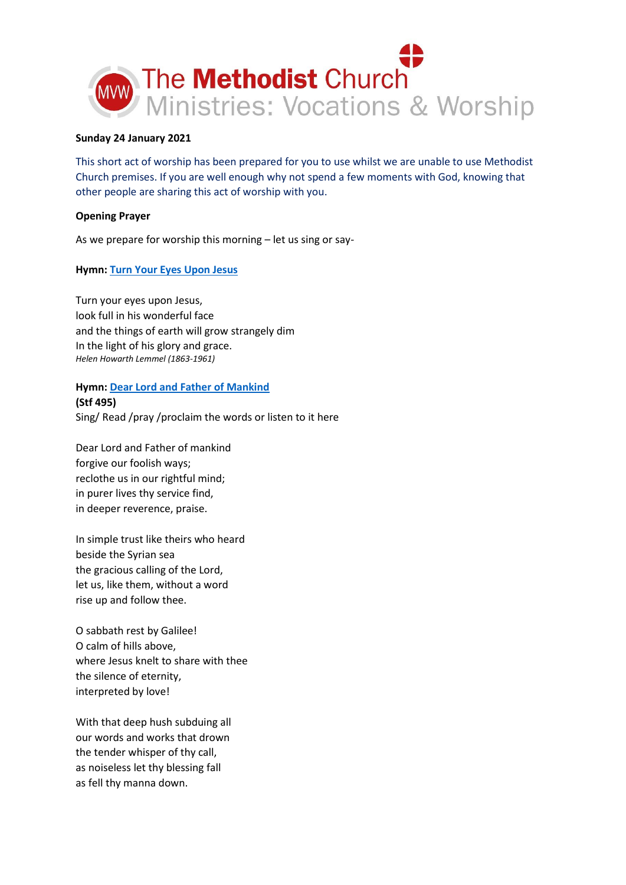# The Methodist Church
## Ministries: Vocations & Worship

**Sunday 24 January 2021**

This short act of worship has been prepared for you to use whilst we are unable to use Methodist Church premises. If you are well enough why not spend a few moments with God, knowing that other people are sharing this act of worship with you.

**Opening Prayer**

As we prepare for worship this morning – let us sing or say-

**Hymn: Turn Your Eyes Upon Jesus**

Turn your eyes upon Jesus,
look full in his wonderful face
and the things of earth will grow strangely dim
In the light of his glory and grace.
*Helen Howarth Lemmel (1863-1961)*

**Hymn: Dear Lord and Father of Mankind**
**(Stf 495)**
Sing/ Read /pray /proclaim the words or listen to it here

Dear Lord and Father of mankind
forgive our foolish ways;
reclothe us in our rightful mind;
in purer lives thy service find,
in deeper reverence, praise.

In simple trust like theirs who heard
beside the Syrian sea
the gracious calling of the Lord,
let us, like them, without a word
rise up and follow thee.

O sabbath rest by Galilee!
O calm of hills above,
where Jesus knelt to share with thee
the silence of eternity,
interpreted by love!

With that deep hush subduing all
our words and works that drown
the tender whisper of thy call,
as noiseless let thy blessing fall
as fell thy manna down.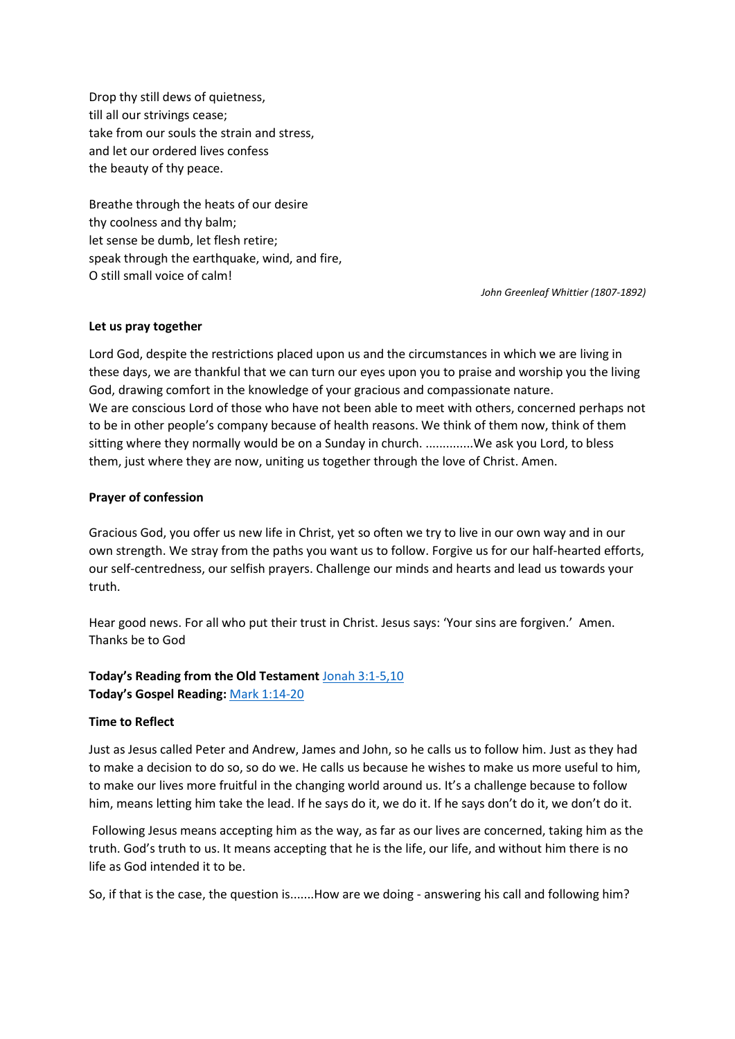Drop thy still dews of quietness,
till all our strivings cease;
take from our souls the strain and stress,
and let our ordered lives confess
the beauty of thy peace.

Breathe through the heats of our desire
thy coolness and thy balm;
let sense be dumb, let flesh retire;
speak through the earthquake, wind, and fire,
O still small voice of calm!

*John Greenleaf Whittier (1807-1892)*

**Let us pray together**

Lord God, despite the restrictions placed upon us and the circumstances in which we are living in these days, we are thankful that we can turn our eyes upon you to praise and worship you the living God, drawing comfort in the knowledge of your gracious and compassionate nature.
We are conscious Lord of those who have not been able to meet with others, concerned perhaps not to be in other people's company because of health reasons. We think of them now, think of them sitting where they normally would be on a Sunday in church. ..............We ask you Lord, to bless them, just where they are now, uniting us together through the love of Christ. Amen.

**Prayer of confession**

Gracious God, you offer us new life in Christ, yet so often we try to live in our own way and in our own strength. We stray from the paths you want us to follow. Forgive us for our half-hearted efforts, our self-centredness, our selfish prayers. Challenge our minds and hearts and lead us towards your truth.

Hear good news. For all who put their trust in Christ. Jesus says: 'Your sins are forgiven.' Amen.
Thanks be to God

**Today's Reading from the Old Testament** Jonah 3:1-5,10
**Today's Gospel Reading:** Mark 1:14-20

**Time to Reflect**

Just as Jesus called Peter and Andrew, James and John, so he calls us to follow him. Just as they had to make a decision to do so, so do we. He calls us because he wishes to make us more useful to him, to make our lives more fruitful in the changing world around us. It's a challenge because to follow him, means letting him take the lead. If he says do it, we do it. If he says don't do it, we don't do it.

Following Jesus means accepting him as the way, as far as our lives are concerned, taking him as the truth. God's truth to us. It means accepting that he is the life, our life, and without him there is no life as God intended it to be.

So, if that is the case, the question is.......How are we doing - answering his call and following him?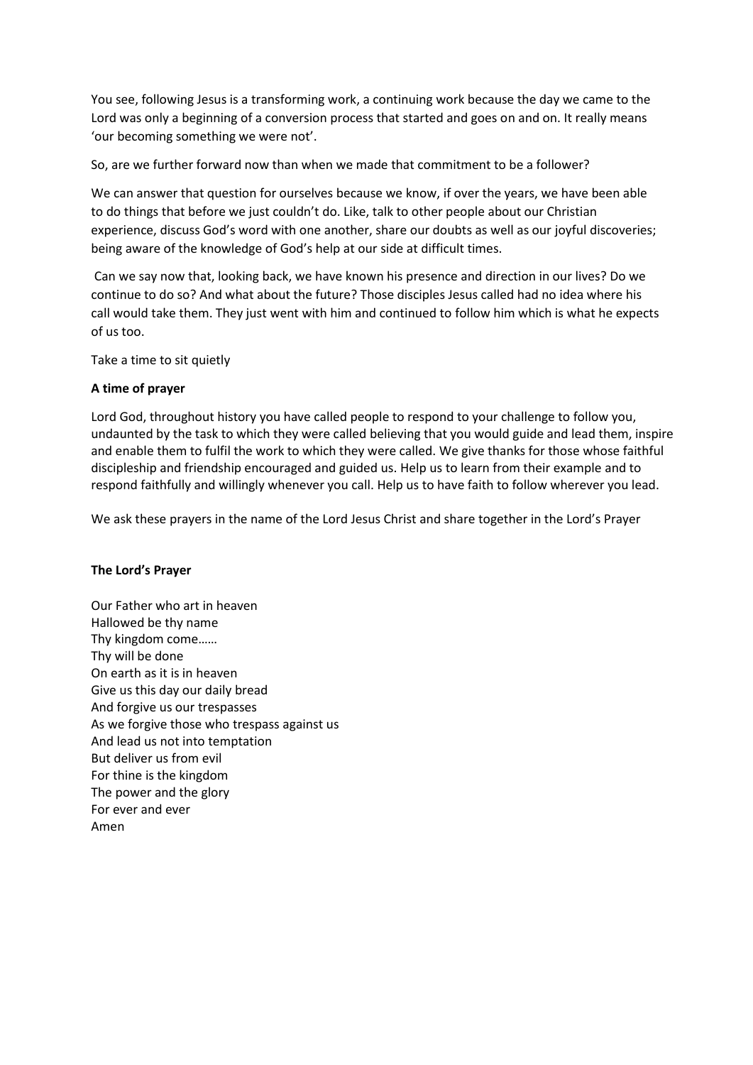You see, following Jesus is a transforming work, a continuing work because the day we came to the Lord was only a beginning of a conversion process that started and goes on and on. It really means 'our becoming something we were not'.

So, are we further forward now than when we made that commitment to be a follower?

We can answer that question for ourselves because we know, if over the years, we have been able to do things that before we just couldn't do. Like, talk to other people about our Christian experience, discuss God's word with one another, share our doubts as well as our joyful discoveries; being aware of the knowledge of God's help at our side at difficult times.

Can we say now that, looking back, we have known his presence and direction in our lives? Do we continue to do so? And what about the future? Those disciples Jesus called had no idea where his call would take them. They just went with him and continued to follow him which is what he expects of us too.

Take a time to sit quietly

**A time of prayer**

Lord God, throughout history you have called people to respond to your challenge to follow you, undaunted by the task to which they were called believing that you would guide and lead them, inspire and enable them to fulfil the work to which they were called. We give thanks for those whose faithful discipleship and friendship encouraged and guided us. Help us to learn from their example and to respond faithfully and willingly whenever you call. Help us to have faith to follow wherever you lead.

We ask these prayers in the name of the Lord Jesus Christ and share together in the Lord's Prayer

**The Lord's Prayer**

Our Father who art in heaven
Hallowed be thy name
Thy kingdom come……
Thy will be done
On earth as it is in heaven
Give us this day our daily bread
And forgive us our trespasses
As we forgive those who trespass against us
And lead us not into temptation
But deliver us from evil
For thine is the kingdom
The power and the glory
For ever and ever
Amen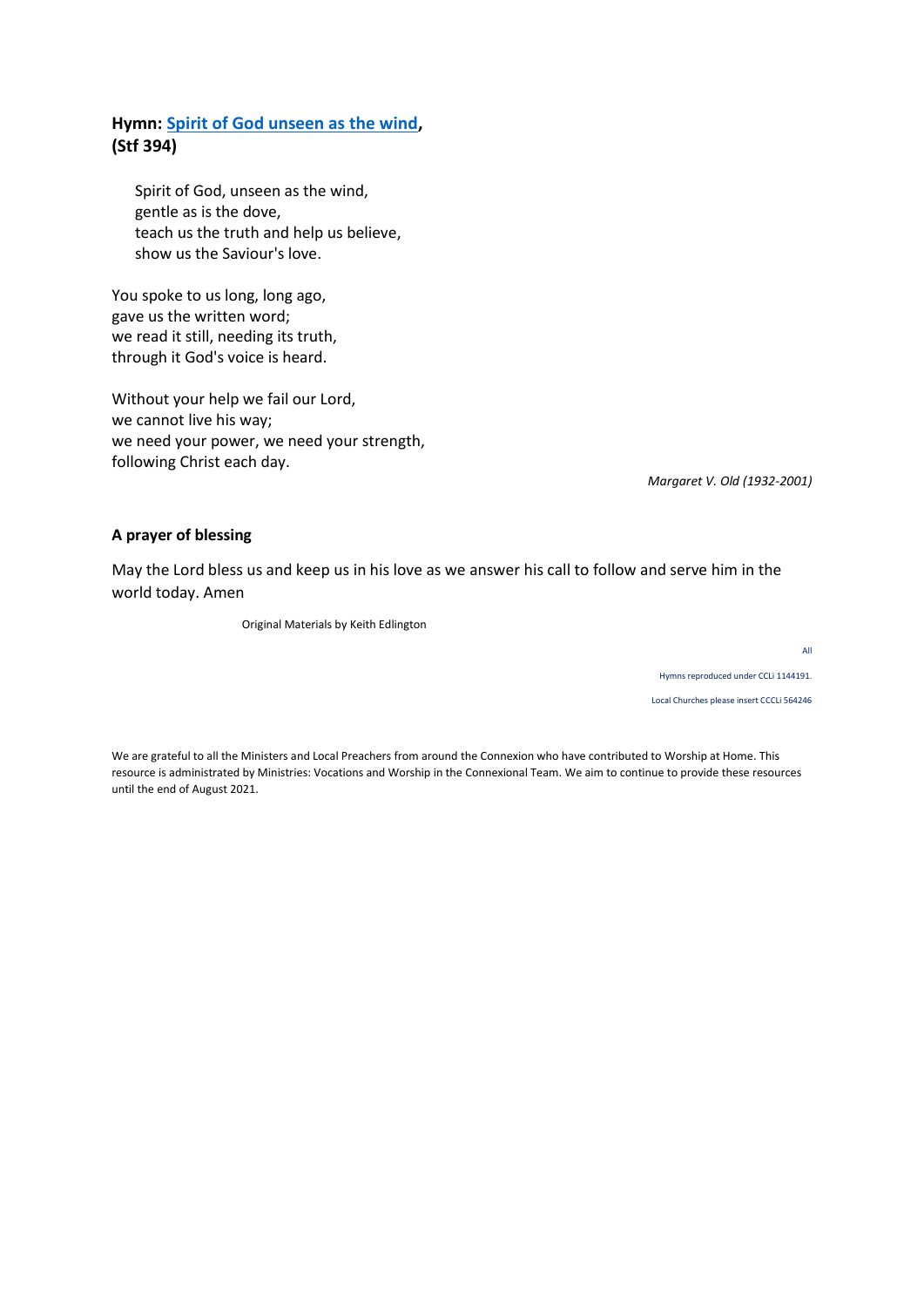**Hymn: Spirit of God unseen as the wind, (Stf 394)**

Spirit of God, unseen as the wind,
gentle as is the dove,
teach us the truth and help us believe,
show us the Saviour's love.

You spoke to us long, long ago,
gave us the written word;
we read it still, needing its truth,
through it God's voice is heard.

Without your help we fail our Lord,
we cannot live his way;
we need your power, we need your strength,
following Christ each day.

*Margaret V. Old (1932-2001)*

**A prayer of blessing**

May the Lord bless us and keep us in his love as we answer his call to follow and serve him in the world today. Amen

Original Materials by Keith Edlington

All

Hymns reproduced under CCLi 1144191.

Local Churches please insert CCCLi 564246

We are grateful to all the Ministers and Local Preachers from around the Connexion who have contributed to Worship at Home. This resource is administrated by Ministries: Vocations and Worship in the Connexional Team. We aim to continue to provide these resources until the end of August 2021.